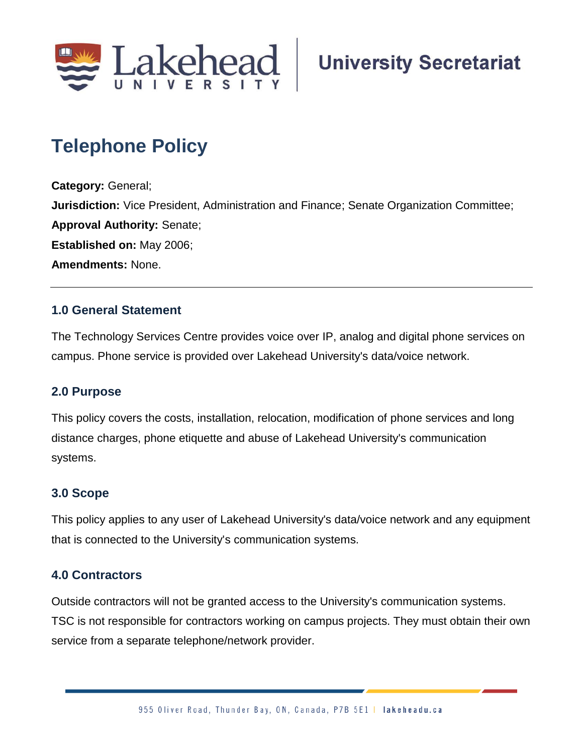Lakehead University — University Secretariat

# Telephone Policy

**Category:** General;
**Jurisdiction:** Vice President, Administration and Finance; Senate Organization Committee;
**Approval Authority:** Senate;
**Established on:** May 2006;
**Amendments:** None.

---

## 1.0 General Statement

The Technology Services Centre provides voice over IP, analog and digital phone services on campus. Phone service is provided over Lakehead University's data/voice network.

## 2.0 Purpose

This policy covers the costs, installation, relocation, modification of phone services and long distance charges, phone etiquette and abuse of Lakehead University's communication systems.

## 3.0 Scope

This policy applies to any user of Lakehead University's data/voice network and any equipment that is connected to the University's communication systems.

## 4.0 Contractors

Outside contractors will not be granted access to the University's communication systems. TSC is not responsible for contractors working on campus projects. They must obtain their own service from a separate telephone/network provider.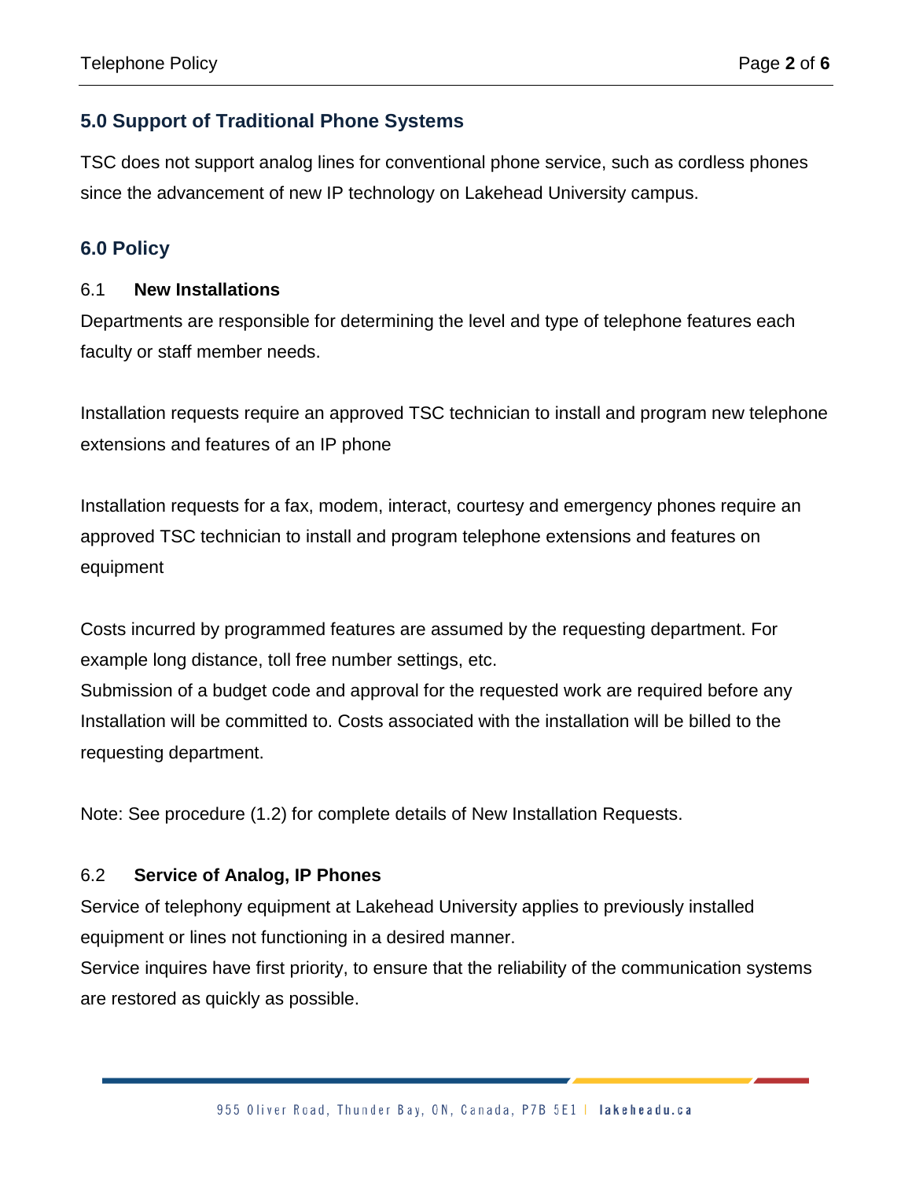## 5.0 Support of Traditional Phone Systems

TSC does not support analog lines for conventional phone service, such as cordless phones since the advancement of new IP technology on Lakehead University campus.

## 6.0 Policy

### 6.1 **New Installations**

Departments are responsible for determining the level and type of telephone features each faculty or staff member needs.

Installation requests require an approved TSC technician to install and program new telephone extensions and features of an IP phone

Installation requests for a fax, modem, interact, courtesy and emergency phones require an approved TSC technician to install and program telephone extensions and features on equipment

Costs incurred by programmed features are assumed by the requesting department. For example long distance, toll free number settings, etc.
Submission of a budget code and approval for the requested work are required before any Installation will be committed to. Costs associated with the installation will be billed to the requesting department.

Note: See procedure (1.2) for complete details of New Installation Requests.

### 6.2 **Service of Analog, IP Phones**

Service of telephony equipment at Lakehead University applies to previously installed equipment or lines not functioning in a desired manner.
Service inquires have first priority, to ensure that the reliability of the communication systems are restored as quickly as possible.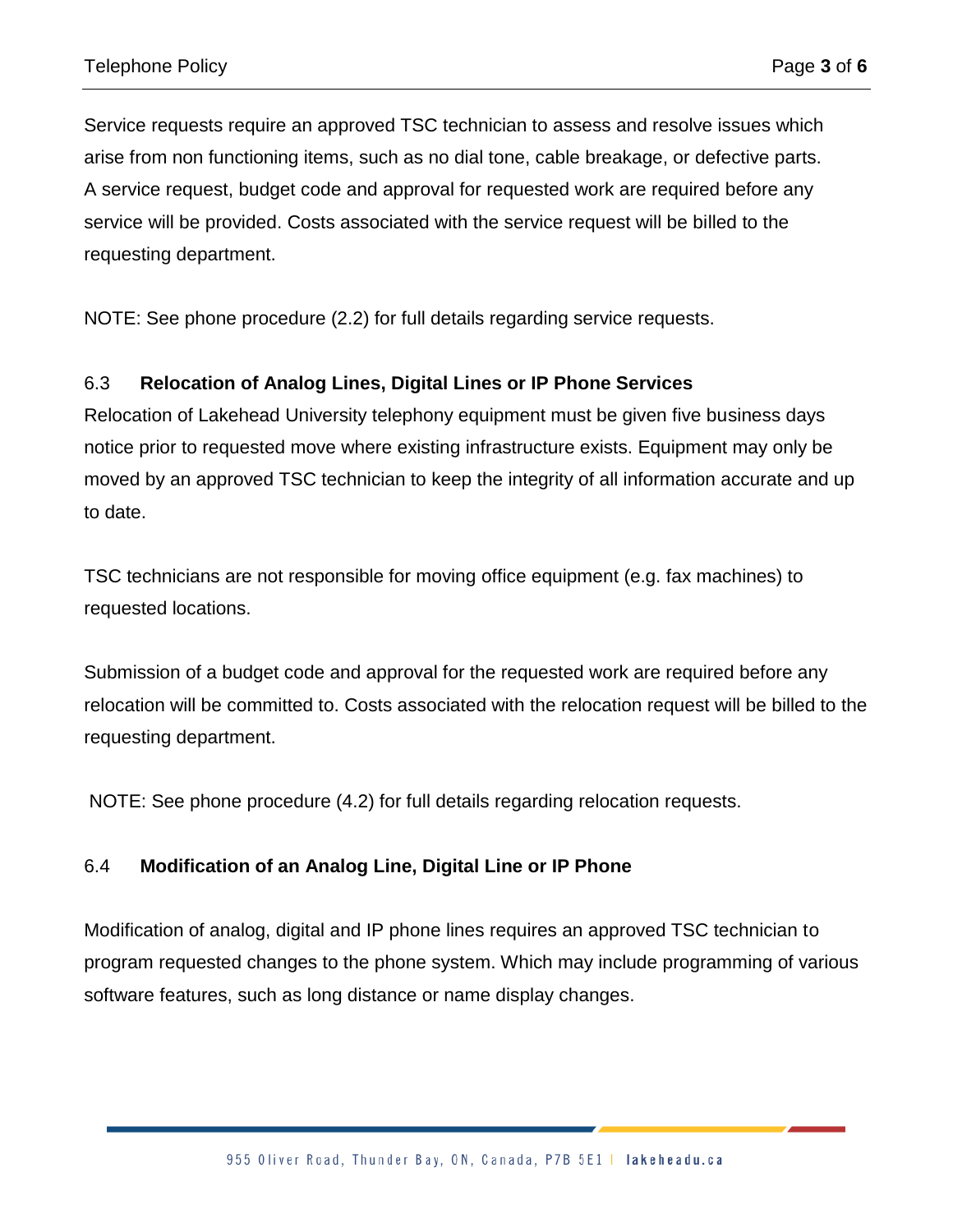Service requests require an approved TSC technician to assess and resolve issues which arise from non functioning items, such as no dial tone, cable breakage, or defective parts. A service request, budget code and approval for requested work are required before any service will be provided. Costs associated with the service request will be billed to the requesting department.

NOTE: See phone procedure (2.2) for full details regarding service requests.

### 6.3 Relocation of Analog Lines, Digital Lines or IP Phone Services

Relocation of Lakehead University telephony equipment must be given five business days notice prior to requested move where existing infrastructure exists. Equipment may only be moved by an approved TSC technician to keep the integrity of all information accurate and up to date.

TSC technicians are not responsible for moving office equipment (e.g. fax machines) to requested locations.

Submission of a budget code and approval for the requested work are required before any relocation will be committed to. Costs associated with the relocation request will be billed to the requesting department.

NOTE: See phone procedure (4.2) for full details regarding relocation requests.

### 6.4 Modification of an Analog Line, Digital Line or IP Phone

Modification of analog, digital and IP phone lines requires an approved TSC technician to program requested changes to the phone system. Which may include programming of various software features, such as long distance or name display changes.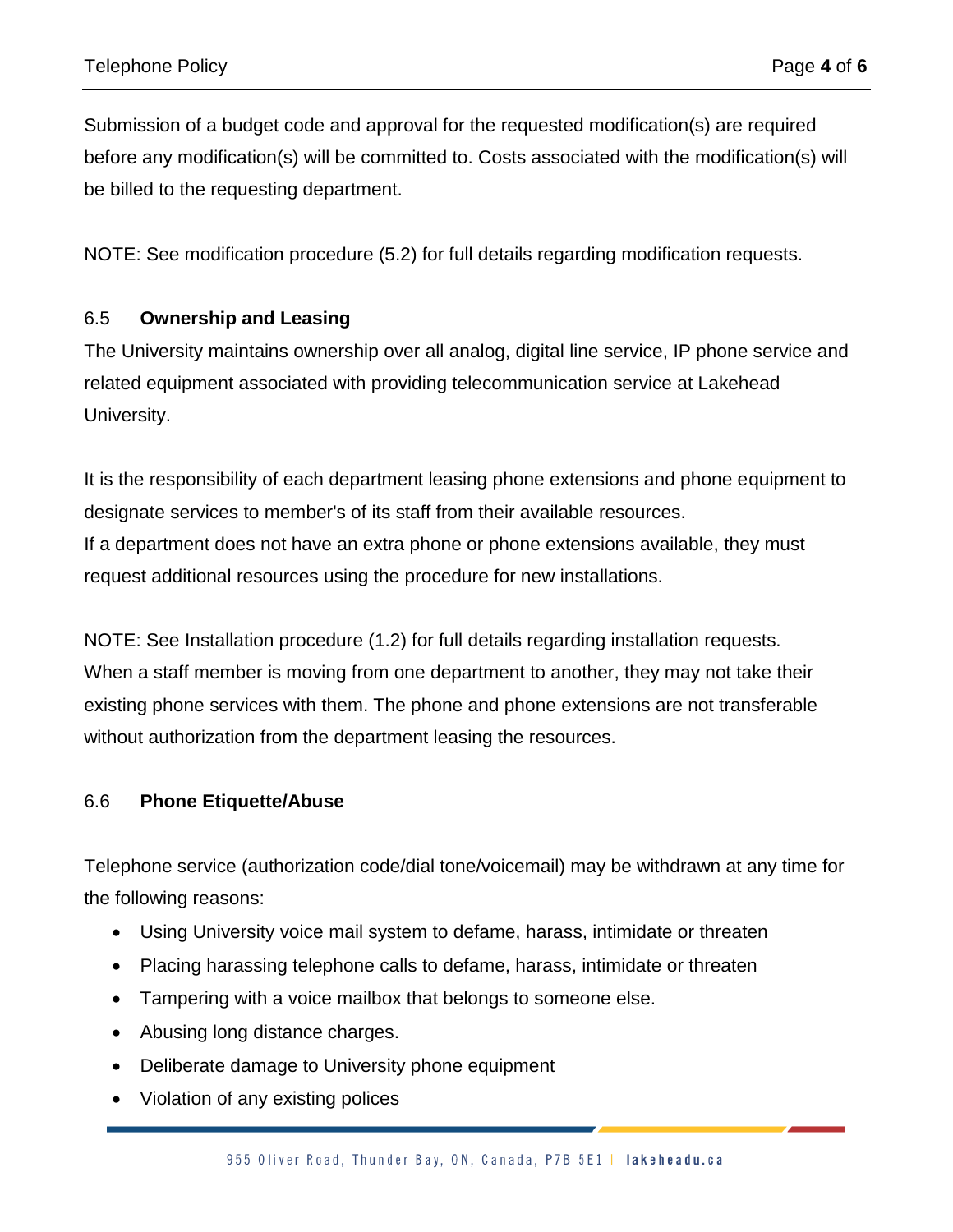Submission of a budget code and approval for the requested modification(s) are required before any modification(s) will be committed to. Costs associated with the modification(s) will be billed to the requesting department.

NOTE: See modification procedure (5.2) for full details regarding modification requests.

### 6.5 **Ownership and Leasing**

The University maintains ownership over all analog, digital line service, IP phone service and related equipment associated with providing telecommunication service at Lakehead University.

It is the responsibility of each department leasing phone extensions and phone equipment to designate services to member's of its staff from their available resources.
If a department does not have an extra phone or phone extensions available, they must request additional resources using the procedure for new installations.

NOTE: See Installation procedure (1.2) for full details regarding installation requests.
When a staff member is moving from one department to another, they may not take their existing phone services with them. The phone and phone extensions are not transferable without authorization from the department leasing the resources.

### 6.6 **Phone Etiquette/Abuse**

Telephone service (authorization code/dial tone/voicemail) may be withdrawn at any time for the following reasons:

- Using University voice mail system to defame, harass, intimidate or threaten
- Placing harassing telephone calls to defame, harass, intimidate or threaten
- Tampering with a voice mailbox that belongs to someone else.
- Abusing long distance charges.
- Deliberate damage to University phone equipment
- Violation of any existing polices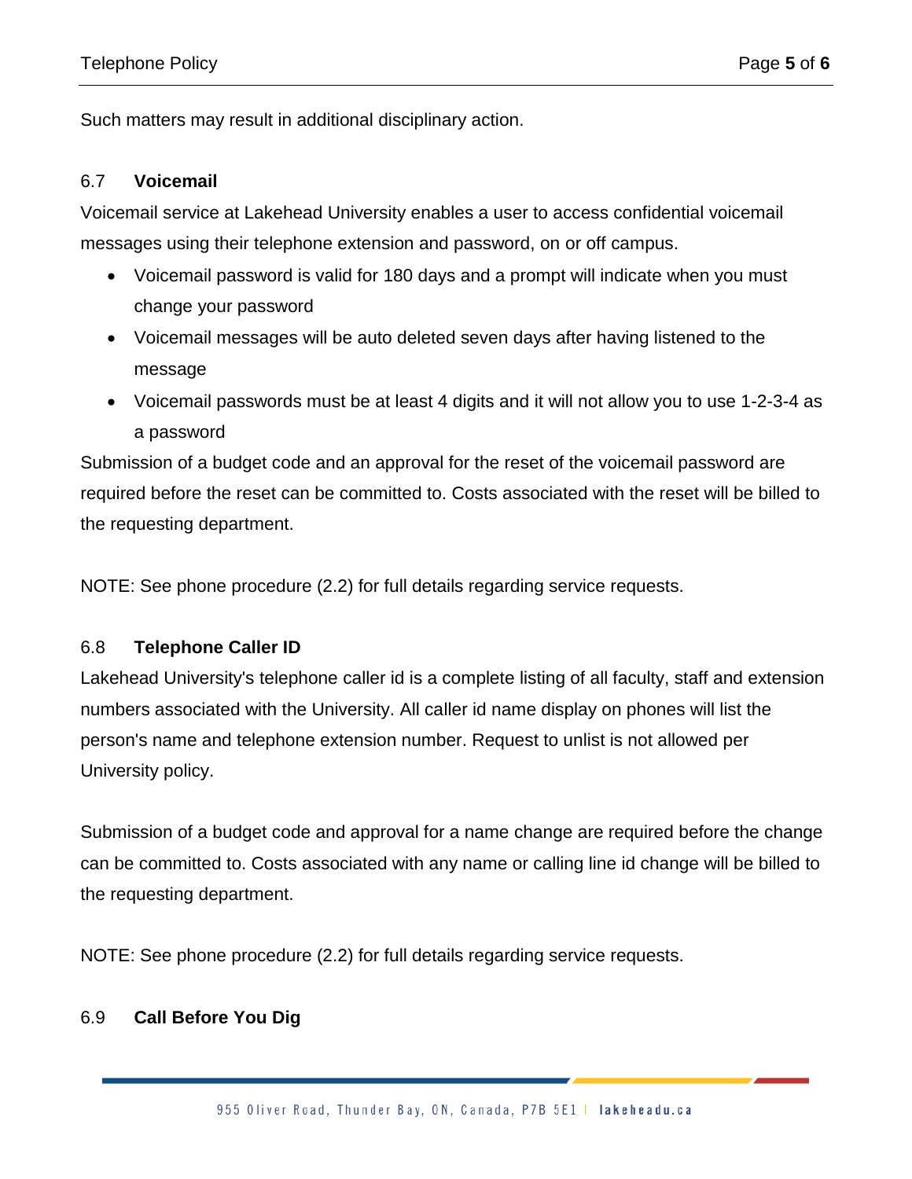Such matters may result in additional disciplinary action.

### 6.7 **Voicemail**

Voicemail service at Lakehead University enables a user to access confidential voicemail messages using their telephone extension and password, on or off campus.

- Voicemail password is valid for 180 days and a prompt will indicate when you must change your password
- Voicemail messages will be auto deleted seven days after having listened to the message
- Voicemail passwords must be at least 4 digits and it will not allow you to use 1-2-3-4 as a password

Submission of a budget code and an approval for the reset of the voicemail password are required before the reset can be committed to. Costs associated with the reset will be billed to the requesting department.

NOTE: See phone procedure (2.2) for full details regarding service requests.

### 6.8 **Telephone Caller ID**

Lakehead University's telephone caller id is a complete listing of all faculty, staff and extension numbers associated with the University. All caller id name display on phones will list the person's name and telephone extension number. Request to unlist is not allowed per University policy.

Submission of a budget code and approval for a name change are required before the change can be committed to. Costs associated with any name or calling line id change will be billed to the requesting department.

NOTE: See phone procedure (2.2) for full details regarding service requests.

### 6.9 **Call Before You Dig**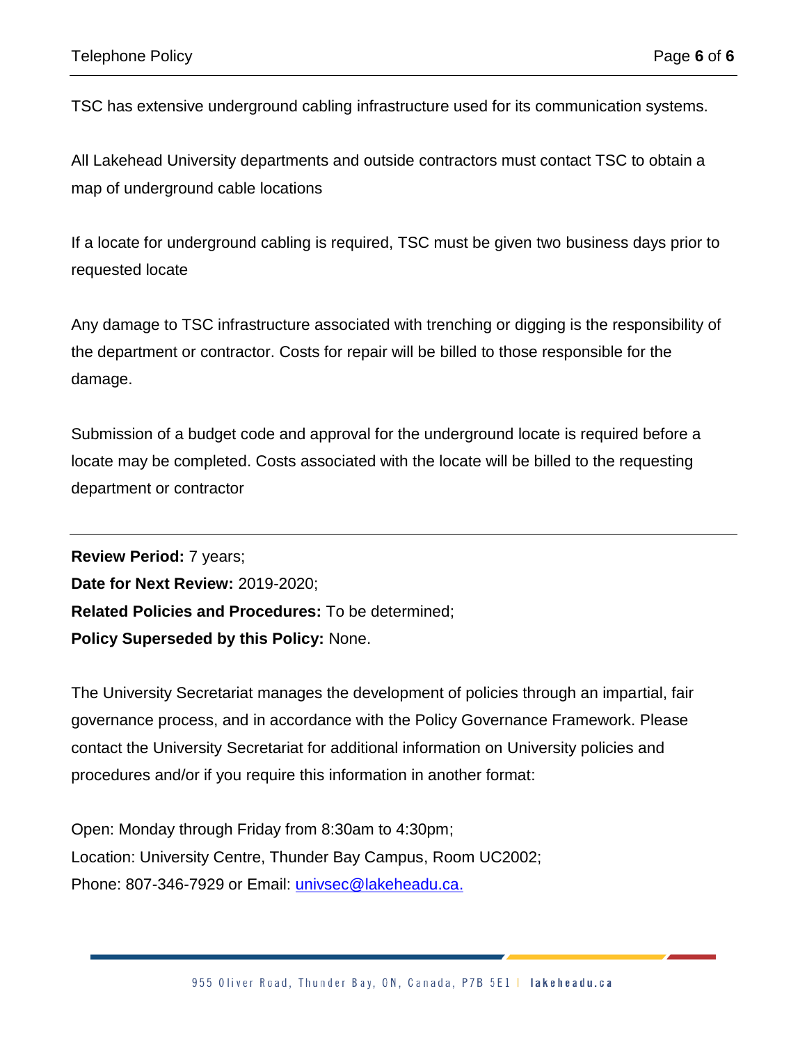TSC has extensive underground cabling infrastructure used for its communication systems.

All Lakehead University departments and outside contractors must contact TSC to obtain a map of underground cable locations

If a locate for underground cabling is required, TSC must be given two business days prior to requested locate

Any damage to TSC infrastructure associated with trenching or digging is the responsibility of the department or contractor. Costs for repair will be billed to those responsible for the damage.

Submission of a budget code and approval for the underground locate is required before a locate may be completed. Costs associated with the locate will be billed to the requesting department or contractor

---

**Review Period:** 7 years;
**Date for Next Review:** 2019-2020;
**Related Policies and Procedures:** To be determined;
**Policy Superseded by this Policy:** None.

The University Secretariat manages the development of policies through an impartial, fair governance process, and in accordance with the Policy Governance Framework. Please contact the University Secretariat for additional information on University policies and procedures and/or if you require this information in another format:

Open: Monday through Friday from 8:30am to 4:30pm;
Location: University Centre, Thunder Bay Campus, Room UC2002;
Phone: 807-346-7929 or Email: univsec@lakeheadu.ca.